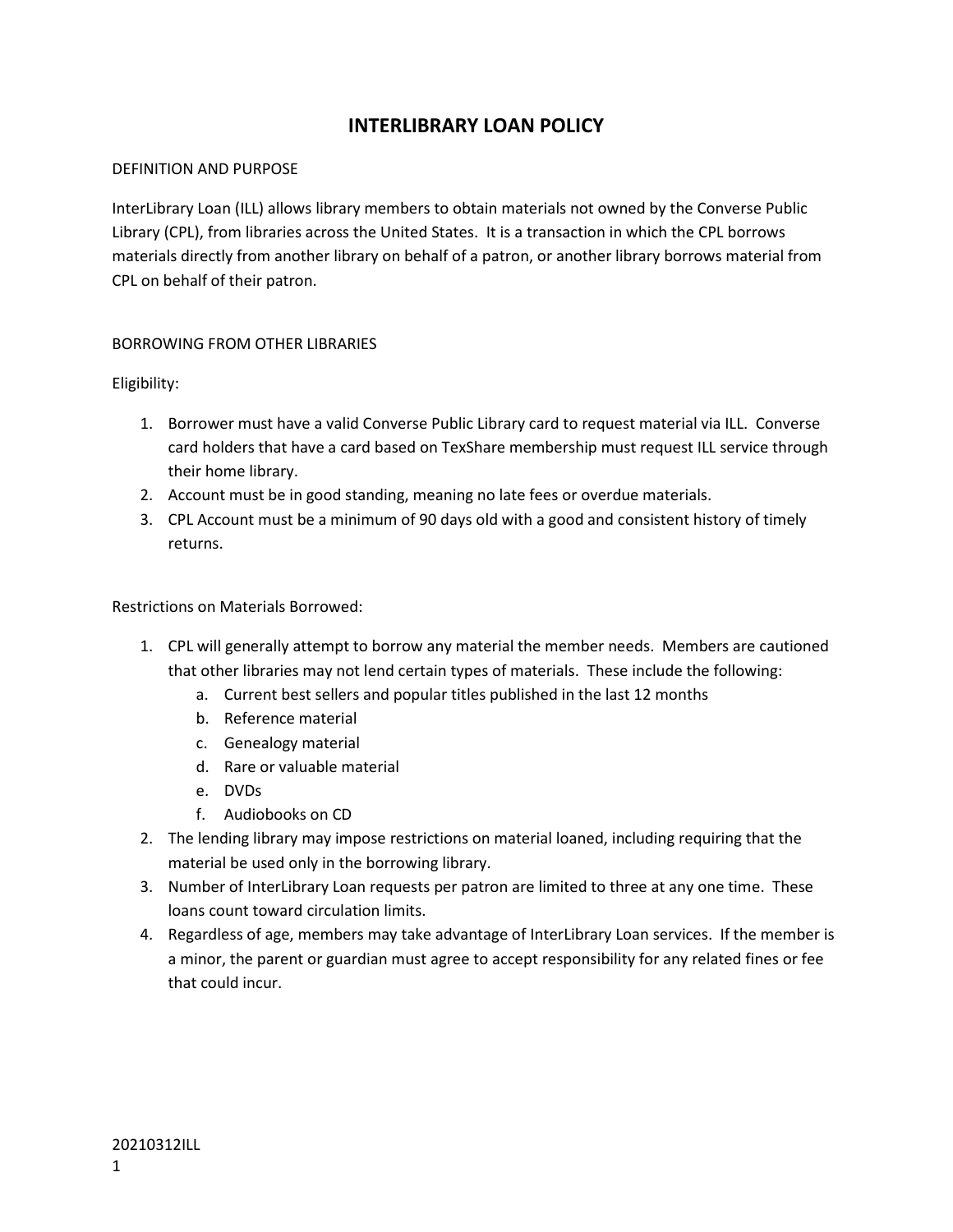# INTERLIBRARY LOAN POLICY

## DEFINITION AND PURPOSE

InterLibrary Loan (ILL) allows library members to obtain materials not owned by the Converse Public Library (CPL), from libraries across the United States. It is a transaction in which the CPL borrows materials directly from another library on behalf of a patron, or another library borrows material from CPL on behalf of their patron.

## BORROWING FROM OTHER LIBRARIES

Eligibility:

1. Borrower must have a valid Converse Public Library card to request material via ILL. Converse card holders that have a card based on TexShare membership must request ILL service through their home library.
2. Account must be in good standing, meaning no late fees or overdue materials.
3. CPL Account must be a minimum of 90 days old with a good and consistent history of timely returns.

Restrictions on Materials Borrowed:

1. CPL will generally attempt to borrow any material the member needs. Members are cautioned that other libraries may not lend certain types of materials. These include the following:
   a. Current best sellers and popular titles published in the last 12 months
   b. Reference material
   c. Genealogy material
   d. Rare or valuable material
   e. DVDs
   f. Audiobooks on CD
2. The lending library may impose restrictions on material loaned, including requiring that the material be used only in the borrowing library.
3. Number of InterLibrary Loan requests per patron are limited to three at any one time. These loans count toward circulation limits.
4. Regardless of age, members may take advantage of InterLibrary Loan services. If the member is a minor, the parent or guardian must agree to accept responsibility for any related fines or fee that could incur.

20210312ILL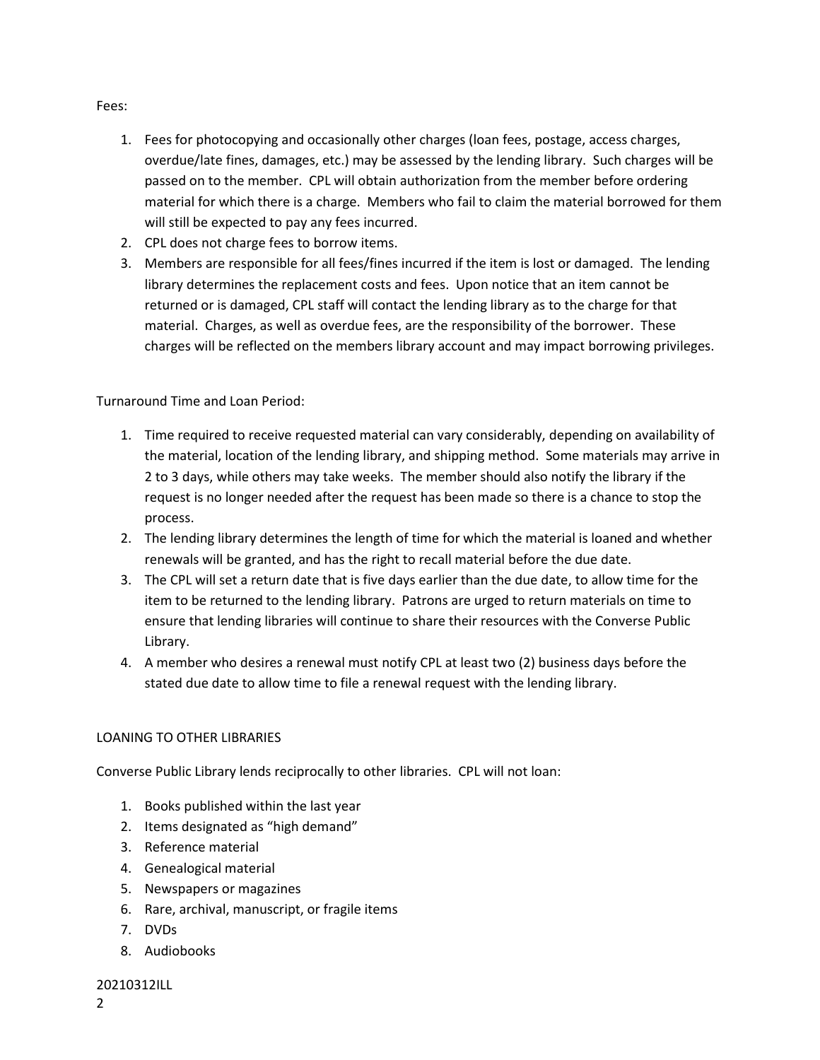Fees:

1. Fees for photocopying and occasionally other charges (loan fees, postage, access charges, overdue/late fines, damages, etc.) may be assessed by the lending library. Such charges will be passed on to the member. CPL will obtain authorization from the member before ordering material for which there is a charge. Members who fail to claim the material borrowed for them will still be expected to pay any fees incurred.
2. CPL does not charge fees to borrow items.
3. Members are responsible for all fees/fines incurred if the item is lost or damaged. The lending library determines the replacement costs and fees. Upon notice that an item cannot be returned or is damaged, CPL staff will contact the lending library as to the charge for that material. Charges, as well as overdue fees, are the responsibility of the borrower. These charges will be reflected on the members library account and may impact borrowing privileges.

Turnaround Time and Loan Period:

1. Time required to receive requested material can vary considerably, depending on availability of the material, location of the lending library, and shipping method. Some materials may arrive in 2 to 3 days, while others may take weeks. The member should also notify the library if the request is no longer needed after the request has been made so there is a chance to stop the process.
2. The lending library determines the length of time for which the material is loaned and whether renewals will be granted, and has the right to recall material before the due date.
3. The CPL will set a return date that is five days earlier than the due date, to allow time for the item to be returned to the lending library. Patrons are urged to return materials on time to ensure that lending libraries will continue to share their resources with the Converse Public Library.
4. A member who desires a renewal must notify CPL at least two (2) business days before the stated due date to allow time to file a renewal request with the lending library.

LOANING TO OTHER LIBRARIES

Converse Public Library lends reciprocally to other libraries. CPL will not loan:

1. Books published within the last year
2. Items designated as "high demand"
3. Reference material
4. Genealogical material
5. Newspapers or magazines
6. Rare, archival, manuscript, or fragile items
7. DVDs
8. Audiobooks

20210312ILL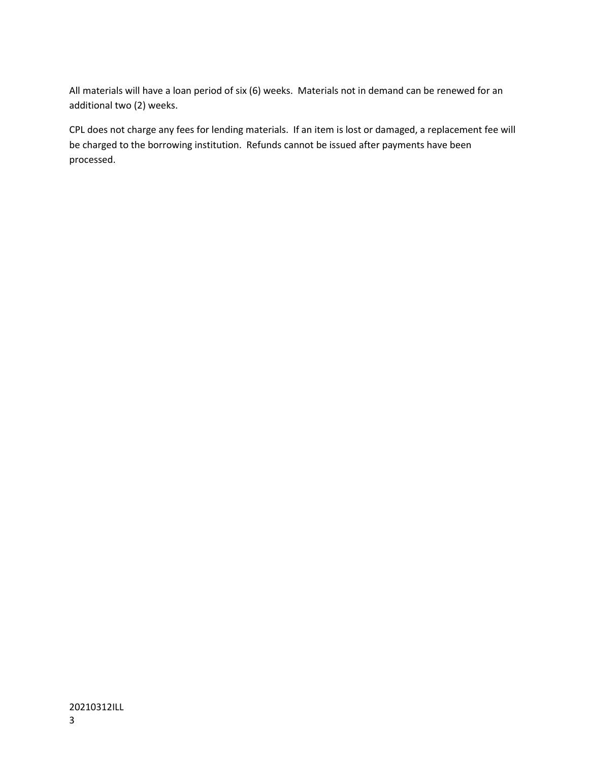All materials will have a loan period of six (6) weeks. Materials not in demand can be renewed for an additional two (2) weeks.

CPL does not charge any fees for lending materials. If an item is lost or damaged, a replacement fee will be charged to the borrowing institution. Refunds cannot be issued after payments have been processed.